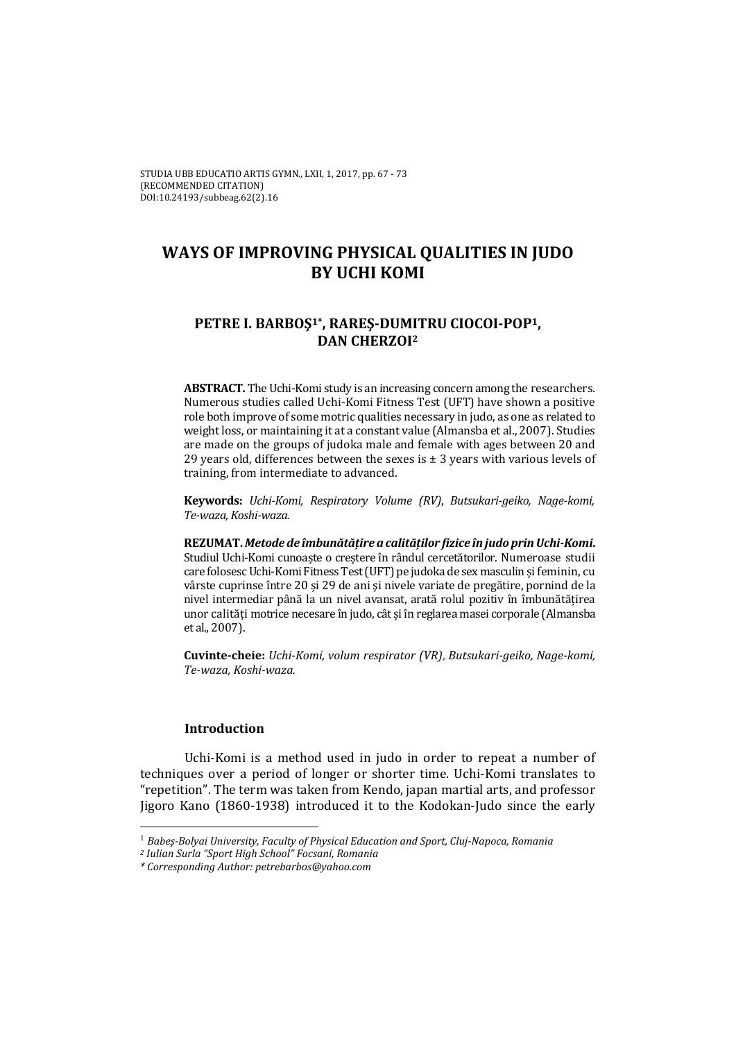STUDIA UBB EDUCATIO ARTIS GYMN., LXII, 1, 2017, pp. 67 - 73
(RECOMMENDED CITATION)
DOI:10.24193/subbeag.62(2).16

# WAYS OF IMPROVING PHYSICAL QUALITIES IN JUDO BY UCHI KOMI

**PETRE I. BARBOŞ[1*], RAREŞ-DUMITRU CIOCOI-POP[1], DAN CHERZOI[2]**

**ABSTRACT.** The Uchi-Komi study is an increasing concern among the researchers. Numerous studies called Uchi-Komi Fitness Test (UFT) have shown a positive role both improve of some motric qualities necessary in judo, as one as related to weight loss, or maintaining it at a constant value (Almansba et al., 2007). Studies are made on the groups of judoka male and female with ages between 20 and 29 years old, differences between the sexes is ± 3 years with various levels of training, from intermediate to advanced.

**Keywords:** *Uchi-Komi, Respiratory Volume (RV), Butsukari-geiko, Nage-komi, Te-waza, Koshi-waza.*

**REZUMAT.** ***Metode de îmbunătățire a calităților fizice în judo prin Uchi-Komi.*** Studiul Uchi-Komi cunoaște o creștere în rândul cercetătorilor. Numeroase studii care folosesc Uchi-Komi Fitness Test (UFT) pe judoka de sex masculin și feminin, cu vârste cuprinse între 20 și 29 de ani și nivele variate de pregătire, pornind de la nivel intermediar până la un nivel avansat, arată rolul pozitiv în îmbunătățirea unor calități motrice necesare în judo, cât și în reglarea masei corporale (Almansba et al., 2007).

**Cuvinte-cheie:** *Uchi-Komi, volum respirator (VR), Butsukari-geiko, Nage-komi, Te-waza, Koshi-waza.*

## Introduction

Uchi-Komi is a method used in judo in order to repeat a number of techniques over a period of longer or shorter time. Uchi-Komi translates to "repetition". The term was taken from Kendo, japan martial arts, and professor Jigoro Kano (1860-1938) introduced it to the Kodokan-Judo since the early

---

[1] *Babeş-Bolyai University, Faculty of Physical Education and Sport, Cluj-Napoca, Romania*
[2] *Iulian Surla "Sport High School" Focsani, Romania*
\* *Corresponding Author: petrebarbos@yahoo.com*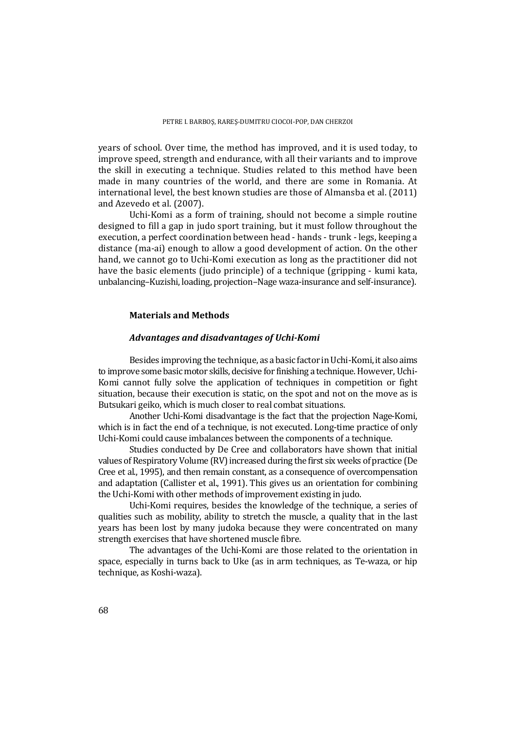years of school. Over time, the method has improved, and it is used today, to improve speed, strength and endurance, with all their variants and to improve the skill in executing a technique. Studies related to this method have been made in many countries of the world, and there are some in Romania. At international level, the best known studies are those of Almansba et al. (2011) and Azevedo et al. (2007).

Uchi-Komi as a form of training, should not become a simple routine designed to fill a gap in judo sport training, but it must follow throughout the execution, a perfect coordination between head - hands - trunk - legs, keeping a distance (ma-ai) enough to allow a good development of action. On the other hand, we cannot go to Uchi-Komi execution as long as the practitioner did not have the basic elements (judo principle) of a technique (gripping - kumi kata, unbalancing–Kuzishi, loading, projection–Nage waza-insurance and self-insurance).

## Materials and Methods

### *Advantages and disadvantages of Uchi-Komi*

Besides improving the technique, as a basic factor in Uchi-Komi, it also aims to improve some basic motor skills, decisive for finishing a technique. However, Uchi-Komi cannot fully solve the application of techniques in competition or fight situation, because their execution is static, on the spot and not on the move as is Butsukari geiko, which is much closer to real combat situations.

Another Uchi-Komi disadvantage is the fact that the projection Nage-Komi, which is in fact the end of a technique, is not executed. Long-time practice of only Uchi-Komi could cause imbalances between the components of a technique.

Studies conducted by De Cree and collaborators have shown that initial values of Respiratory Volume (RV) increased during the first six weeks of practice (De Cree et al., 1995), and then remain constant, as a consequence of overcompensation and adaptation (Callister et al., 1991). This gives us an orientation for combining the Uchi-Komi with other methods of improvement existing in judo.

Uchi-Komi requires, besides the knowledge of the technique, a series of qualities such as mobility, ability to stretch the muscle, a quality that in the last years has been lost by many judoka because they were concentrated on many strength exercises that have shortened muscle fibre.

The advantages of the Uchi-Komi are those related to the orientation in space, especially in turns back to Uke (as in arm techniques, as Te-waza, or hip technique, as Koshi-waza).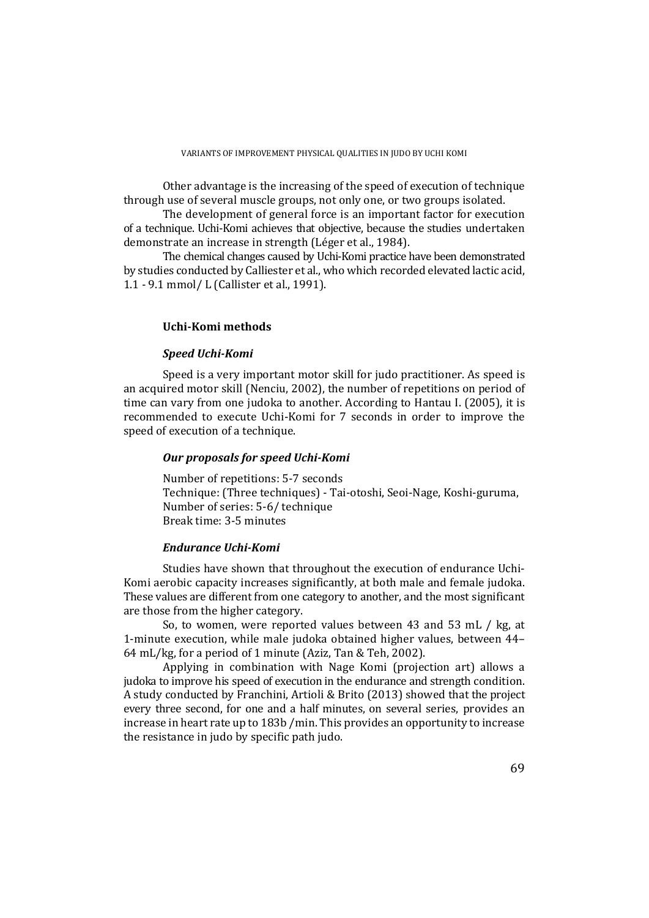Other advantage is the increasing of the speed of execution of technique through use of several muscle groups, not only one, or two groups isolated.

The development of general force is an important factor for execution of a technique. Uchi-Komi achieves that objective, because the studies undertaken demonstrate an increase in strength (Léger et al., 1984).

The chemical changes caused by Uchi-Komi practice have been demonstrated by studies conducted by Calliester et al., who which recorded elevated lactic acid, 1.1 - 9.1 mmol/ L (Callister et al., 1991).

## Uchi-Komi methods

### *Speed Uchi-Komi*

Speed is a very important motor skill for judo practitioner. As speed is an acquired motor skill (Nenciu, 2002), the number of repetitions on period of time can vary from one judoka to another. According to Hantau I. (2005), it is recommended to execute Uchi-Komi for 7 seconds in order to improve the speed of execution of a technique.

### *Our proposals for speed Uchi-Komi*

Number of repetitions: 5-7 seconds
Technique: (Three techniques) - Tai-otoshi, Seoi-Nage, Koshi-guruma,
Number of series: 5-6/ technique
Break time: 3-5 minutes

### *Endurance Uchi-Komi*

Studies have shown that throughout the execution of endurance Uchi-Komi aerobic capacity increases significantly, at both male and female judoka. These values are different from one category to another, and the most significant are those from the higher category.

So, to women, were reported values between 43 and 53 mL / kg, at 1-minute execution, while male judoka obtained higher values, between 44–64 mL/kg, for a period of 1 minute (Aziz, Tan & Teh, 2002).

Applying in combination with Nage Komi (projection art) allows a judoka to improve his speed of execution in the endurance and strength condition. A study conducted by Franchini, Artioli & Brito (2013) showed that the project every three second, for one and a half minutes, on several series, provides an increase in heart rate up to 183b /min. This provides an opportunity to increase the resistance in judo by specific path judo.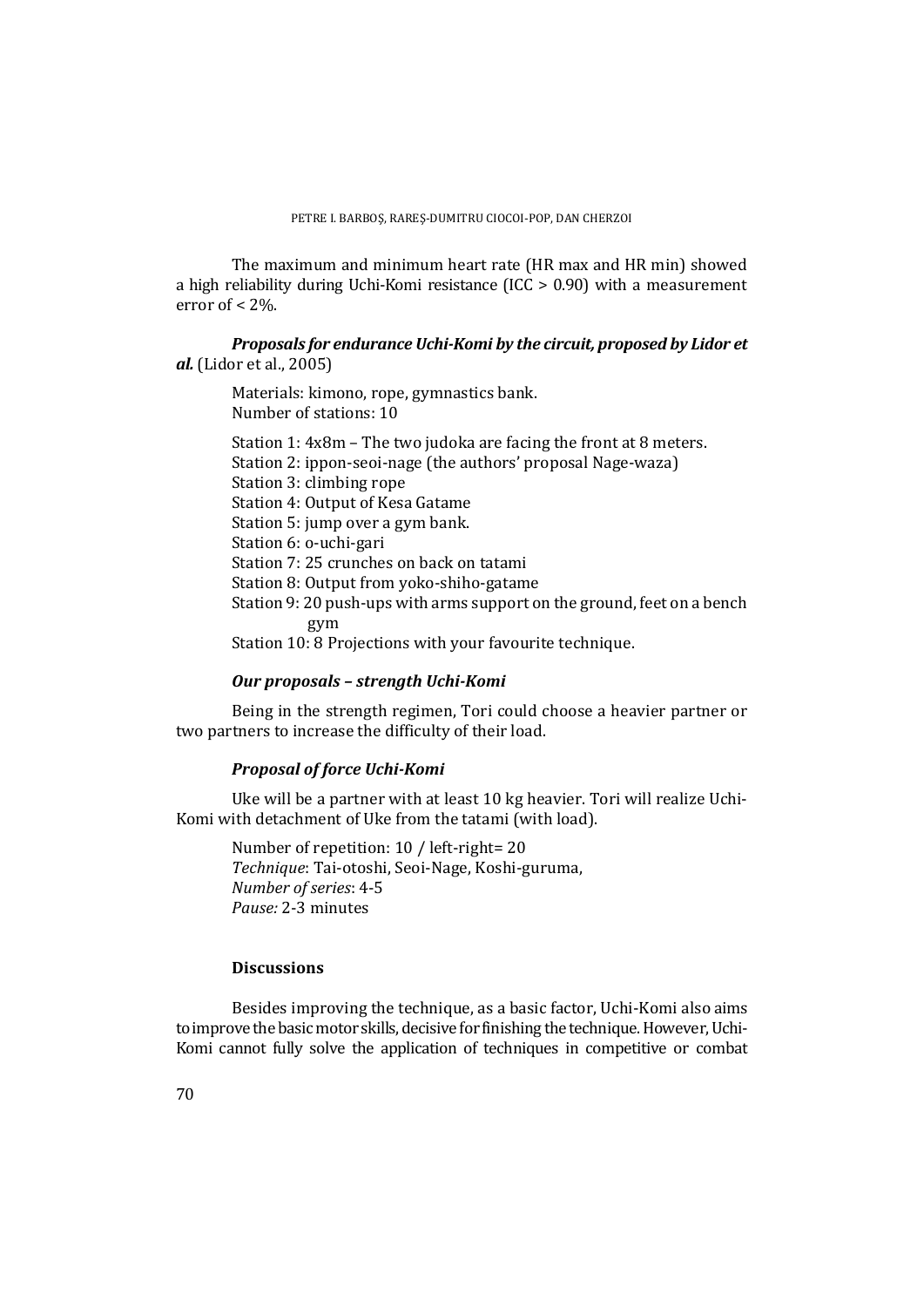The maximum and minimum heart rate (HR max and HR min) showed a high reliability during Uchi-Komi resistance (ICC > 0.90) with a measurement error of < 2%.

***Proposals for endurance Uchi-Komi by the circuit, proposed by Lidor et al.*** (Lidor et al., 2005)

Materials: kimono, rope, gymnastics bank.
Number of stations: 10

Station 1: 4x8m – The two judoka are facing the front at 8 meters.
Station 2: ippon-seoi-nage (the authors' proposal Nage-waza)
Station 3: climbing rope
Station 4: Output of Kesa Gatame
Station 5: jump over a gym bank.
Station 6: o-uchi-gari
Station 7: 25 crunches on back on tatami
Station 8: Output from yoko-shiho-gatame
Station 9: 20 push-ups with arms support on the ground, feet on a bench gym
Station 10: 8 Projections with your favourite technique.

***Our proposals – strength Uchi-Komi***

Being in the strength regimen, Tori could choose a heavier partner or two partners to increase the difficulty of their load.

***Proposal of force Uchi-Komi***

Uke will be a partner with at least 10 kg heavier. Tori will realize Uchi-Komi with detachment of Uke from the tatami (with load).

Number of repetition: 10 / left-right= 20
*Technique*: Tai-otoshi, Seoi-Nage, Koshi-guruma,
*Number of series*: 4-5
*Pause:* 2-3 minutes

## Discussions

Besides improving the technique, as a basic factor, Uchi-Komi also aims to improve the basic motor skills, decisive for finishing the technique. However, Uchi-Komi cannot fully solve the application of techniques in competitive or combat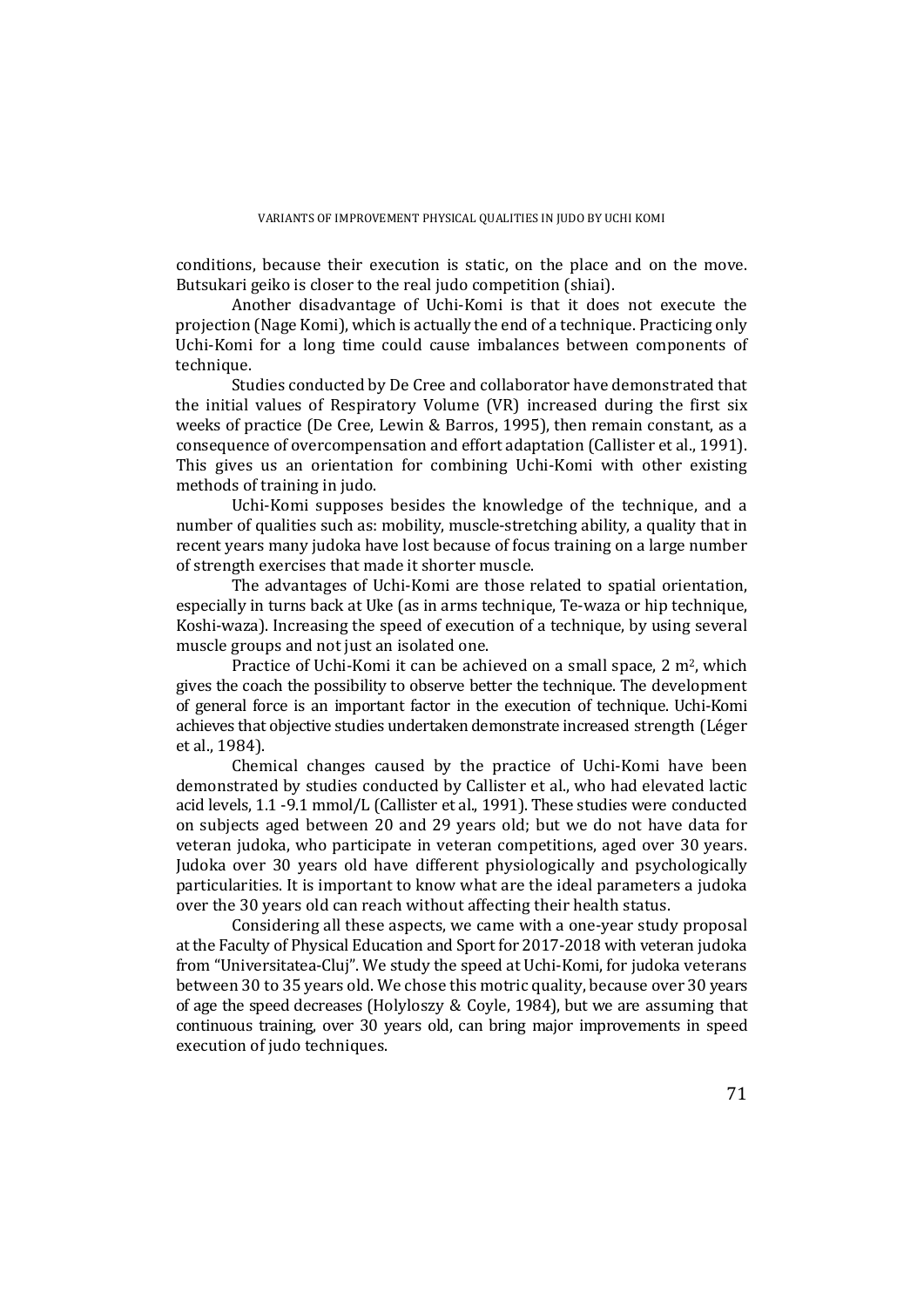conditions, because their execution is static, on the place and on the move. Butsukari geiko is closer to the real judo competition (shiai).

Another disadvantage of Uchi-Komi is that it does not execute the projection (Nage Komi), which is actually the end of a technique. Practicing only Uchi-Komi for a long time could cause imbalances between components of technique.

Studies conducted by De Cree and collaborator have demonstrated that the initial values of Respiratory Volume (VR) increased during the first six weeks of practice (De Cree, Lewin & Barros, 1995), then remain constant, as a consequence of overcompensation and effort adaptation (Callister et al., 1991). This gives us an orientation for combining Uchi-Komi with other existing methods of training in judo.

Uchi-Komi supposes besides the knowledge of the technique, and a number of qualities such as: mobility, muscle-stretching ability, a quality that in recent years many judoka have lost because of focus training on a large number of strength exercises that made it shorter muscle.

The advantages of Uchi-Komi are those related to spatial orientation, especially in turns back at Uke (as in arms technique, Te-waza or hip technique, Koshi-waza). Increasing the speed of execution of a technique, by using several muscle groups and not just an isolated one.

Practice of Uchi-Komi it can be achieved on a small space, 2 $m^2$, which gives the coach the possibility to observe better the technique. The development of general force is an important factor in the execution of technique. Uchi-Komi achieves that objective studies undertaken demonstrate increased strength (Léger et al., 1984).

Chemical changes caused by the practice of Uchi-Komi have been demonstrated by studies conducted by Callister et al., who had elevated lactic acid levels, 1.1 -9.1 mmol/L (Callister et al., 1991). These studies were conducted on subjects aged between 20 and 29 years old; but we do not have data for veteran judoka, who participate in veteran competitions, aged over 30 years. Judoka over 30 years old have different physiologically and psychologically particularities. It is important to know what are the ideal parameters a judoka over the 30 years old can reach without affecting their health status.

Considering all these aspects, we came with a one-year study proposal at the Faculty of Physical Education and Sport for 2017-2018 with veteran judoka from "Universitatea-Cluj". We study the speed at Uchi-Komi, for judoka veterans between 30 to 35 years old. We chose this motric quality, because over 30 years of age the speed decreases (Holyloszy & Coyle, 1984), but we are assuming that continuous training, over 30 years old, can bring major improvements in speed execution of judo techniques.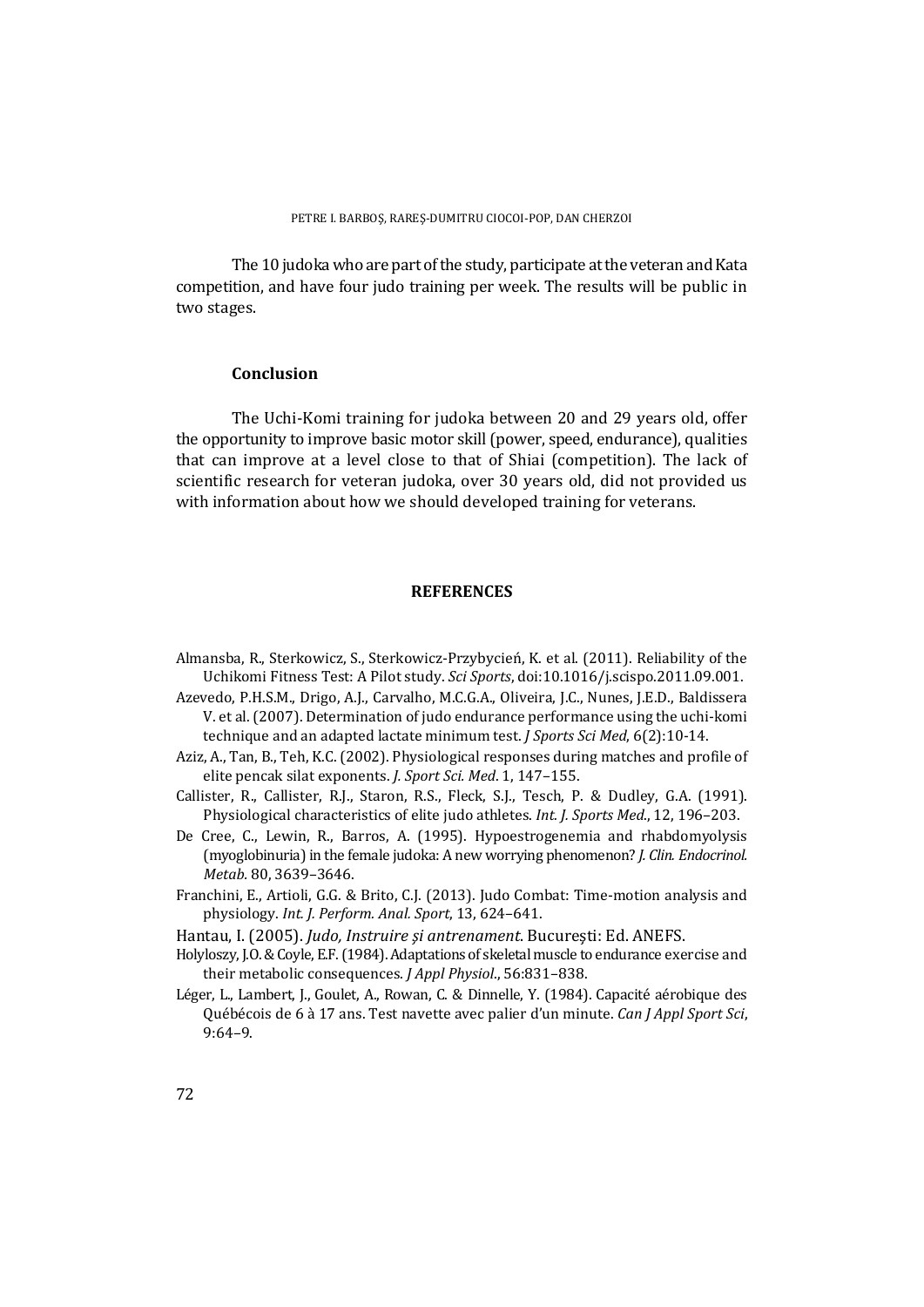The 10 judoka who are part of the study, participate at the veteran and Kata competition, and have four judo training per week. The results will be public in two stages.

## Conclusion

The Uchi-Komi training for judoka between 20 and 29 years old, offer the opportunity to improve basic motor skill (power, speed, endurance), qualities that can improve at a level close to that of Shiai (competition). The lack of scientific research for veteran judoka, over 30 years old, did not provided us with information about how we should developed training for veterans.

## REFERENCES

Almansba, R., Sterkowicz, S., Sterkowicz-Przybycień, K. et al. (2011). Reliability of the Uchikomi Fitness Test: A Pilot study. *Sci Sports*, doi:10.1016/j.scispo.2011.09.001.

Azevedo, P.H.S.M., Drigo, A.J., Carvalho, M.C.G.A., Oliveira, J.C., Nunes, J.E.D., Baldissera V. et al. (2007). Determination of judo endurance performance using the uchi-komi technique and an adapted lactate minimum test. *J Sports Sci Med*, 6(2):10-14.

Aziz, A., Tan, B., Teh, K.C. (2002). Physiological responses during matches and profile of elite pencak silat exponents. *J. Sport Sci. Med*. 1, 147–155.

Callister, R., Callister, R.J., Staron, R.S., Fleck, S.J., Tesch, P. & Dudley, G.A. (1991). Physiological characteristics of elite judo athletes. *Int. J. Sports Med*., 12, 196–203.

De Cree, C., Lewin, R., Barros, A. (1995). Hypoestrogenemia and rhabdomyolysis (myoglobinuria) in the female judoka: A new worrying phenomenon? *J. Clin. Endocrinol. Metab*. 80, 3639–3646.

Franchini, E., Artioli, G.G. & Brito, C.J. (2013). Judo Combat: Time-motion analysis and physiology. *Int. J. Perform. Anal. Sport*, 13, 624–641.

Hantau, I. (2005). *Judo, Instruire şi antrenament*. Bucureşti: Ed. ANEFS.

Holyloszy, J.O. & Coyle, E.F. (1984). Adaptations of skeletal muscle to endurance exercise and their metabolic consequences. *J Appl Physiol*., 56:831–838.

Léger, L., Lambert, J., Goulet, A., Rowan, C. & Dinnelle, Y. (1984). Capacité aérobique des Québécois de 6 à 17 ans. Test navette avec palier d'un minute. *Can J Appl Sport Sci*, 9:64–9.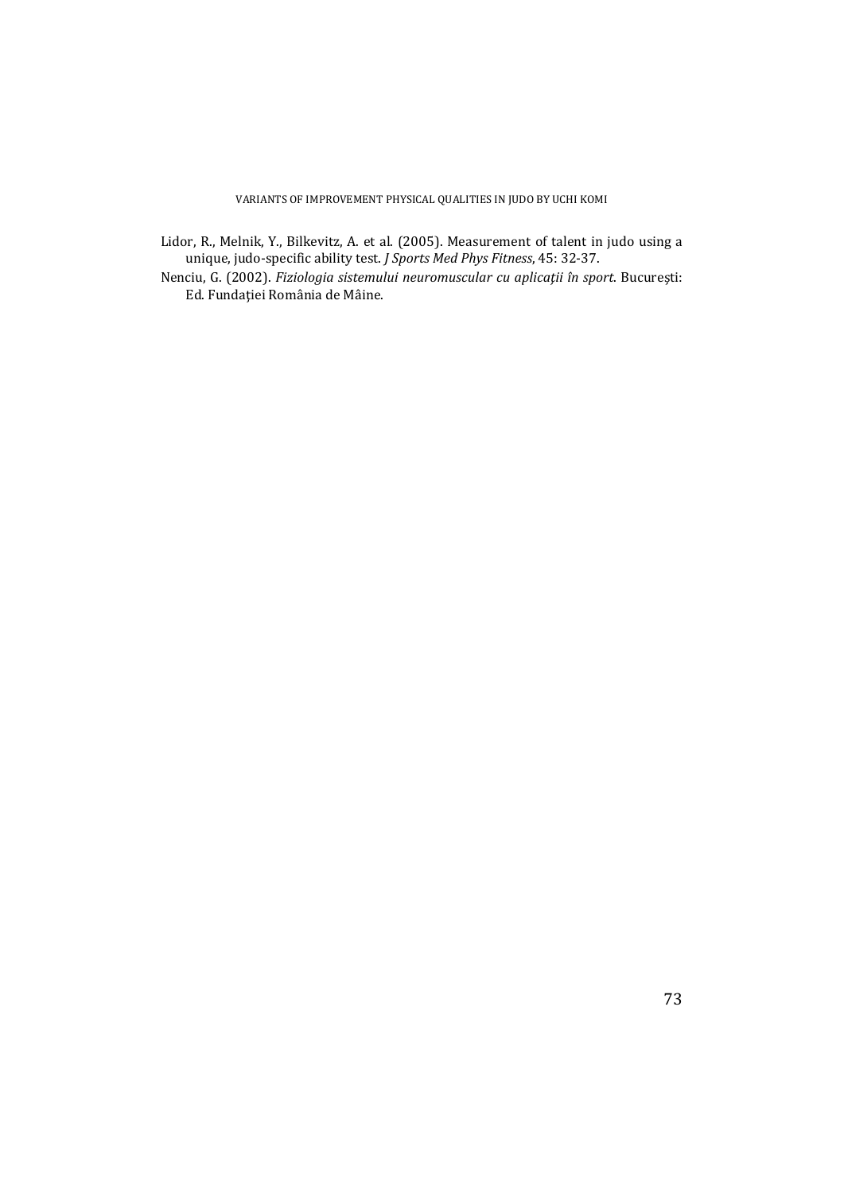Lidor, R., Melnik, Y., Bilkevitz, A. et al. (2005). Measurement of talent in judo using a unique, judo-specific ability test. *J Sports Med Phys Fitness*, 45: 32-37.

Nenciu, G. (2002). *Fiziologia sistemului neuromuscular cu aplicaţii în sport*. Bucureşti: Ed. Fundaţiei România de Mâine.